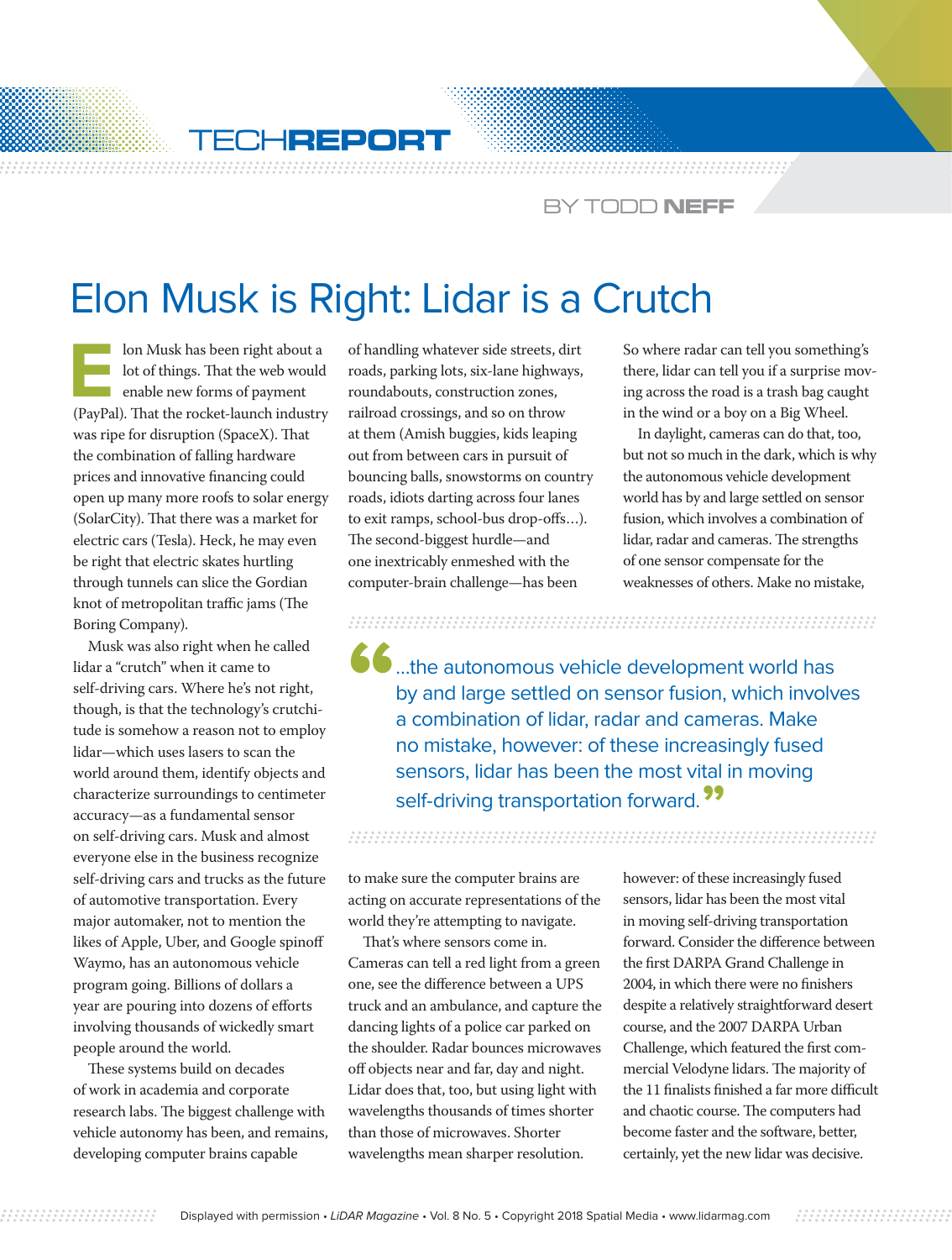TECH**REPORT**

BY TODD **NEFF**

# Elon Musk is Right: Lidar is a Crutch

Elon Musk has been right about a lot of things. That the web would enable new forms of payment (PayPal). That the rocket-launch industry was ripe for disruption (SpaceX). That the combination of falling hardware prices and innovative financing could open up many more roofs to solar energy (SolarCity). That there was a market for electric cars (Tesla). Heck, he may even be right that electric skates hurtling through tunnels can slice the Gordian knot of metropolitan traffic jams (The Boring Company).

Musk was also right when he called lidar a "crutch" when it came to self-driving cars. Where he's not right, though, is that the technology's crutchitude is somehow a reason not to employ lidar—which uses lasers to scan the world around them, identify objects and characterize surroundings to centimeter accuracy—as a fundamental sensor on self-driving cars. Musk and almost everyone else in the business recognize self-driving cars and trucks as the future of automotive transportation. Every major automaker, not to mention the likes of Apple, Uber, and Google spinoff Waymo, has an autonomous vehicle program going. Billions of dollars a year are pouring into dozens of efforts involving thousands of wickedly smart people around the world.

These systems build on decades of work in academia and corporate research labs. The biggest challenge with vehicle autonomy has been, and remains, developing computer brains capable of handling whatever side streets, dirt roads, parking lots, six-lane highways, roundabouts, construction zones, railroad crossings, and so on throw at them (Amish buggies, kids leaping out from between cars in pursuit of bouncing balls, snowstorms on country roads, idiots darting across four lanes to exit ramps, school-bus drop-offs…). The second-biggest hurdle—and one inextricably enmeshed with the computer-brain challenge—has been to make sure the computer brains are acting on accurate representations of the world they're attempting to navigate.

That's where sensors come in. Cameras can tell a red light from a green one, see the difference between a UPS truck and an ambulance, and capture the dancing lights of a police car parked on the shoulder. Radar bounces microwaves off objects near and far, day and night. Lidar does that, too, but using light with wavelengths thousands of times shorter than those of microwaves. Shorter wavelengths mean sharper resolution. So where radar can tell you something's there, lidar can tell you if a surprise moving across the road is a trash bag caught in the wind or a boy on a Big Wheel.

In daylight, cameras can do that, too, but not so much in the dark, which is why the autonomous vehicle development world has by and large settled on sensor fusion, which involves a combination of lidar, radar and cameras. The strengths of one sensor compensate for the weaknesses of others. Make no mistake, however: of these increasingly fused sensors, lidar has been the most vital in moving self-driving transportation forward. Consider the difference between the first DARPA Grand Challenge in 2004, in which there were no finishers despite a relatively straightforward desert course, and the 2007 DARPA Urban Challenge, which featured the first commercial Velodyne lidars. The majority of the 11 finalists finished a far more difficult and chaotic course. The computers had become faster and the software, better, certainly, yet the new lidar was decisive.

> "…the autonomous vehicle development world has by and large settled on sensor fusion, which involves a combination of lidar, radar and cameras. Make no mistake, however: of these increasingly fused sensors, lidar has been the most vital in moving self-driving transportation forward."

Displayed with permission • *LiDAR Magazine* • Vol. 8 No. 5 • Copyright 2018 Spatial Media • www.lidarmag.com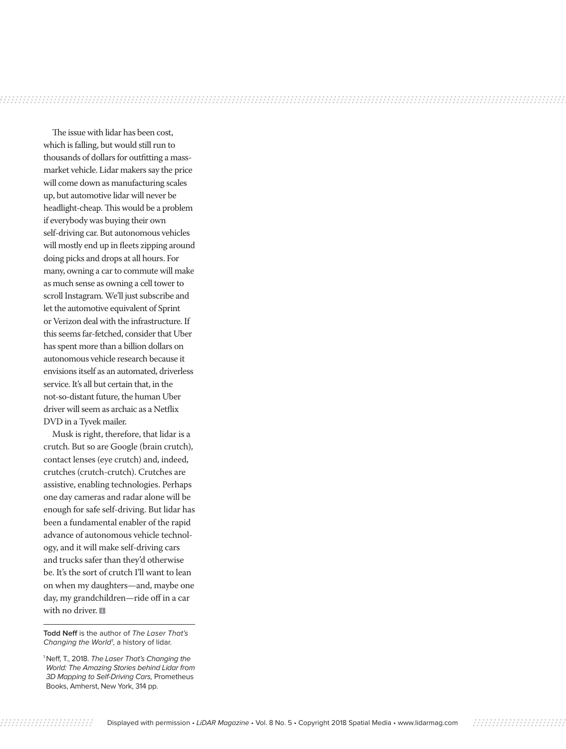The issue with lidar has been cost, which is falling, but would still run to thousands of dollars for outfitting a mass-market vehicle. Lidar makers say the price will come down as manufacturing scales up, but automotive lidar will never be headlight-cheap. This would be a problem if everybody was buying their own self-driving car. But autonomous vehicles will mostly end up in fleets zipping around doing picks and drops at all hours. For many, owning a car to commute will make as much sense as owning a cell tower to scroll Instagram. We'll just subscribe and let the automotive equivalent of Sprint or Verizon deal with the infrastructure. If this seems far-fetched, consider that Uber has spent more than a billion dollars on autonomous vehicle research because it envisions itself as an automated, driverless service. It's all but certain that, in the not-so-distant future, the human Uber driver will seem as archaic as a Netflix DVD in a Tyvek mailer.

Musk is right, therefore, that lidar is a crutch. But so are Google (brain crutch), contact lenses (eye crutch) and, indeed, crutches (crutch-crutch). Crutches are assistive, enabling technologies. Perhaps one day cameras and radar alone will be enough for safe self-driving. But lidar has been a fundamental enabler of the rapid advance of autonomous vehicle technology, and it will make self-driving cars and trucks safer than they'd otherwise be. It's the sort of crutch I'll want to lean on when my daughters—and, maybe one day, my grandchildren—ride off in a car with no driver.

---

**Todd Neff** is the author of *The Laser That's Changing the World*[1], a history of lidar.

[1] Neff, T., 2018. *The Laser That's Changing the World: The Amazing Stories behind Lidar from 3D Mapping to Self-Driving Cars,* Prometheus Books, Amherst, New York, 314 pp.